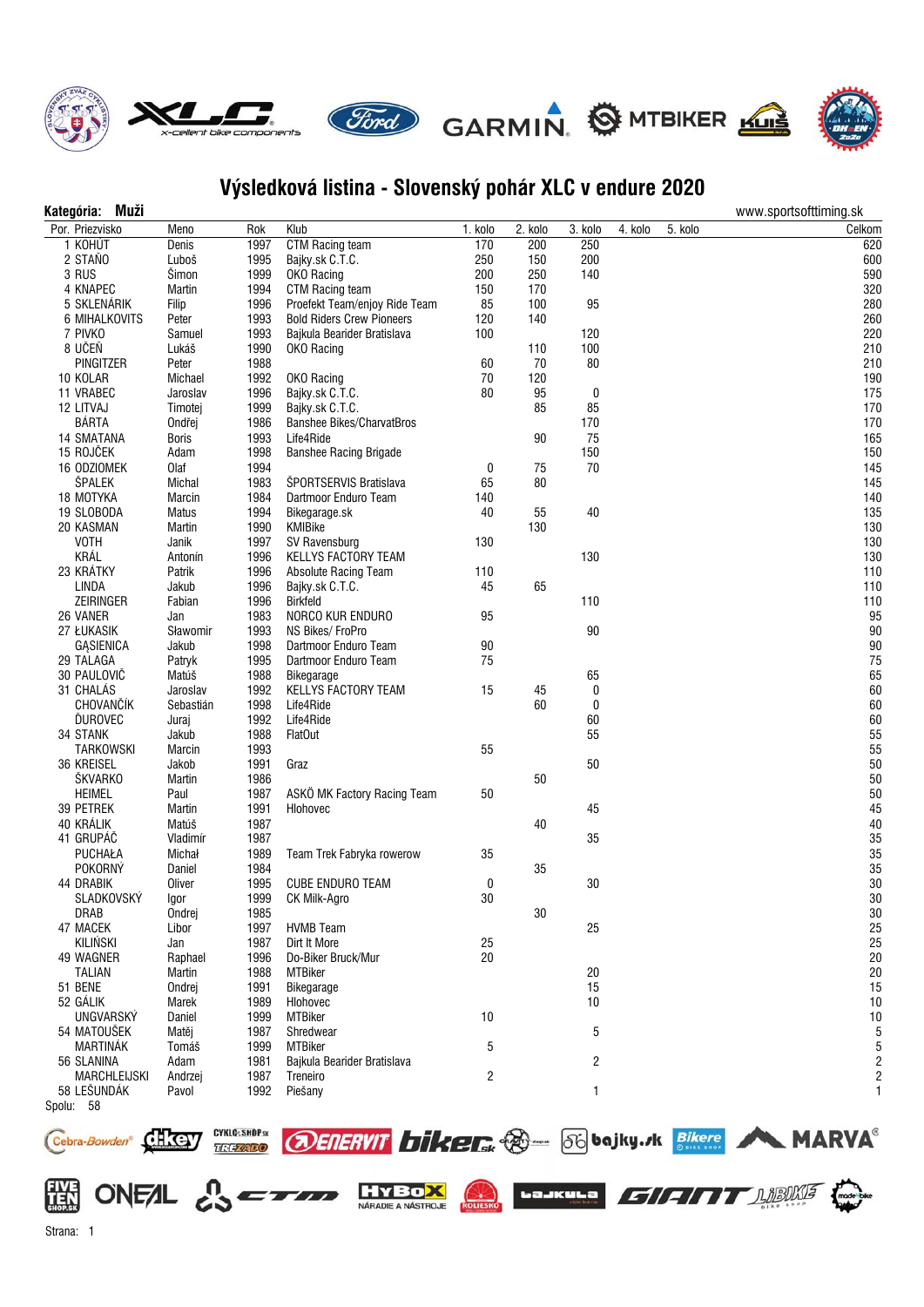# Výsledková listina - Slovenský pohár XLC v endure 2020

**Kategória: Muži** www.sportsofttiming.sk

| Por. | Priezvisko | Meno | Rok | Klub | 1. kolo | 2. kolo | 3. kolo | 4. kolo | 5. kolo | Celkom |
|---|---|---|---|---|---|---|---|---|---|---|
| 1 | KOHÚT | Denis | 1997 | CTM Racing team | 170 | 200 | 250 | | | 620 |
| 2 | STAŇO | Luboš | 1995 | Bajky.sk C.T.C. | 250 | 150 | 200 | | | 600 |
| 3 | RUS | Šimon | 1999 | OKO Racing | 200 | 250 | 140 | | | 590 |
| 4 | KNAPEC | Martin | 1994 | CTM Racing team | 150 | 170 | | | | 320 |
| 5 | SKLENÁRIK | Filip | 1996 | Proefekt Team/enjoy Ride Team | 85 | 100 | 95 | | | 280 |
| 6 | MIHALKOVITS | Peter | 1993 | Bold Riders Crew Pioneers | 120 | 140 | | | | 260 |
| 7 | PIVKO | Samuel | 1993 | Bajkula Bearider Bratislava | 100 | | 120 | | | 220 |
| 8 | UČEŇ | Lukáš | 1990 | OKO Racing | | 110 | 100 | | | 210 |
| | PINGITZER | Peter | 1988 | | 60 | 70 | 80 | | | 210 |
| 10 | KOLAR | Michael | 1992 | OKO Racing | 70 | 120 | | | | 190 |
| 11 | VRABEC | Jaroslav | 1996 | Bajky.sk C.T.C. | 80 | 95 | 0 | | | 175 |
| 12 | LITVAJ | Timotej | 1999 | Bajky.sk C.T.C. | | 85 | 85 | | | 170 |
| | BÁRTA | Ondřej | 1986 | Banshee Bikes/CharvatBros | | | 170 | | | 170 |
| 14 | SMATANA | Boris | 1993 | Life4Ride | | 90 | 75 | | | 165 |
| 15 | ROJČEK | Adam | 1998 | Banshee Racing Brigade | | | 150 | | | 150 |
| 16 | ODZIOMEK | Olaf | 1994 | | 0 | 75 | 70 | | | 145 |
| | ŠPALEK | Michal | 1983 | ŠPORTSERVIS Bratislava | 65 | 80 | | | | 145 |
| 18 | MOTYKA | Marcin | 1984 | Dartmoor Enduro Team | 140 | | | | | 140 |
| 19 | SLOBODA | Matus | 1994 | Bikegarage.sk | 40 | 55 | 40 | | | 135 |
| 20 | KASMAN | Martin | 1990 | KMIBike | | 130 | | | | 130 |
| | VOTH | Janik | 1997 | SV Ravensburg | 130 | | | | | 130 |
| | KRÁL | Antonín | 1996 | KELLYS FACTORY TEAM | | | 130 | | | 130 |
| 23 | KRÁTKY | Patrik | 1996 | Absolute Racing Team | 110 | | | | | 110 |
| | LINDA | Jakub | 1996 | Bajky.sk C.T.C. | 45 | 65 | | | | 110 |
| | ZEIRINGER | Fabian | 1996 | Birkfeld | | | 110 | | | 110 |
| 26 | VANER | Jan | 1983 | NORCO KUR ENDURO | 95 | | | | | 95 |
| 27 | ŁUKASIK | Sławomir | 1993 | NS Bikes/ FroPro | | | 90 | | | 90 |
| | GĄSIENICA | Jakub | 1998 | Dartmoor Enduro Team | 90 | | | | | 90 |
| 29 | TALAGA | Patryk | 1995 | Dartmoor Enduro Team | 75 | | | | | 75 |
| 30 | PAULOVIČ | Matúš | 1988 | Bikegarage | | | 65 | | | 65 |
| 31 | CHALÁS | Jaroslav | 1992 | KELLYS FACTORY TEAM | 15 | 45 | 0 | | | 60 |
| | CHOVANČÍK | Sebastián | 1998 | Life4Ride | | 60 | 0 | | | 60 |
| | ĎUROVEC | Juraj | 1992 | Life4Ride | | | 60 | | | 60 |
| 34 | STANK | Jakub | 1988 | FlatOut | | | 55 | | | 55 |
| | TARKOWSKI | Marcin | 1993 | | 55 | | | | | 55 |
| 36 | KREISEL | Jakob | 1991 | Graz | | | 50 | | | 50 |
| | ŠKVARKO | Martin | 1986 | | | 50 | | | | 50 |
| | HEIMEL | Paul | 1987 | ASKÖ MK Factory Racing Team | 50 | | | | | 50 |
| 39 | PETREK | Martin | 1991 | Hlohovec | | | 45 | | | 45 |
| 40 | KRÁLIK | Matúš | 1987 | | | 40 | | | | 40 |
| 41 | GRUPÁČ | Vladimír | 1987 | | | | 35 | | | 35 |
| | PUCHAŁA | Michał | 1989 | Team Trek Fabryka rowerow | 35 | | | | | 35 |
| | POKORNÝ | Daniel | 1984 | | | 35 | | | | 35 |
| 44 | DRABIK | Oliver | 1995 | CUBE ENDURO TEAM | 0 | | 30 | | | 30 |
| | SLADKOVSKÝ | Igor | 1999 | CK Milk-Agro | 30 | | | | | 30 |
| | DRAB | Ondrej | 1985 | | | 30 | | | | 30 |
| 47 | MACEK | Libor | 1997 | HVMB Team | | | 25 | | | 25 |
| | KILIŃSKI | Jan | 1987 | Dirt It More | 25 | | | | | 25 |
| 49 | WAGNER | Raphael | 1996 | Do-Biker Bruck/Mur | 20 | | | | | 20 |
| | TALIAN | Martin | 1988 | MTBiker | | | 20 | | | 20 |
| 51 | BENE | Ondrej | 1991 | Bikegarage | | | 15 | | | 15 |
| 52 | GÁLIK | Marek | 1989 | Hlohovec | | | 10 | | | 10 |
| | UNGVARSKÝ | Daniel | 1999 | MTBiker | 10 | | | | | 10 |
| 54 | MATOUŠEK | Matěj | 1987 | Shredwear | | | 5 | | | 5 |
| | MARTINÁK | Tomáš | 1999 | MTBiker | 5 | | | | | 5 |
| 56 | SLANINA | Adam | 1981 | Bajkula Bearider Bratislava | | | 2 | | | 2 |
| | MARCHLEJSKI | Andrzej | 1987 | Treneiro | 2 | | | | | 2 |
| 58 | LEŠUNDÁK | Pavol | 1992 | Piešany | | | 1 | | | 1 |

Spolu: 58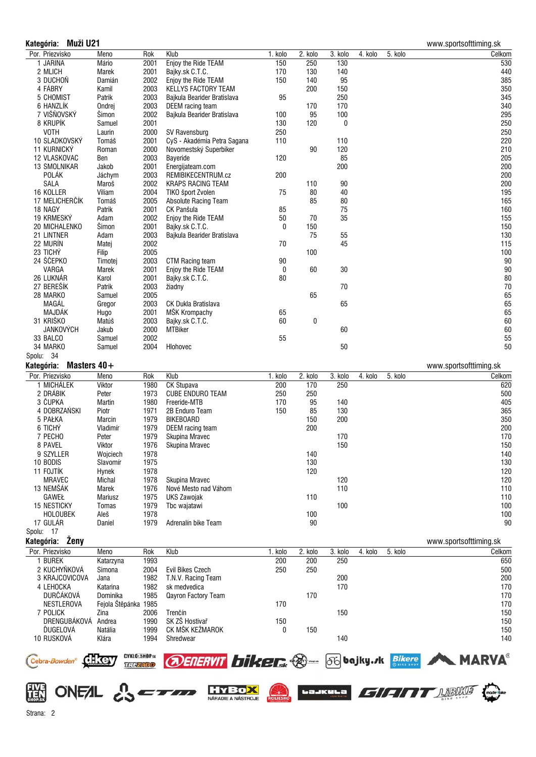**Kategória: Muži U21**

www.sportsofttiming.sk

| Por. | Priezvisko | Meno | Rok | Klub | 1. kolo | 2. kolo | 3. kolo | 4. kolo | 5. kolo | Celkom |
|---|---|---|---|---|---|---|---|---|---|---|
| 1 | JARINA | Mário | 2001 | Enjoy the Ride TEAM | 150 | 250 | 130 | | | 530 |
| 2 | MLICH | Marek | 2001 | Bajky.sk C.T.C. | 170 | 130 | 140 | | | 440 |
| 3 | DUCHOŇ | Damián | 2002 | Enjoy the Ride TEAM | 150 | 140 | 95 | | | 385 |
| 4 | FÁBRY | Kamil | 2003 | KELLYS FACTORY TEAM | | 200 | 150 | | | 350 |
| 5 | CHOMIST | Patrik | 2003 | Bajkula Bearider Bratislava | 95 | | 250 | | | 345 |
| 6 | HANZLÍK | Ondrej | 2003 | DEEM racing team | | 170 | 170 | | | 340 |
| 7 | VIŠŇOVSKÝ | Šimon | 2002 | Bajkula Bearider Bratislava | 100 | 95 | 100 | | | 295 |
| 8 | KRUPÍK | Samuel | 2001 | | 130 | 120 | 0 | | | 250 |
| | VOTH | Laurin | 2000 | SV Ravensburg | 250 | | | | | 250 |
| 10 | SLADKOVSKÝ | Tomáš | 2001 | CyS - Akadémia Petra Sagana | 110 | | 110 | | | 220 |
| 11 | KURNICKÝ | Roman | 2000 | Novomestský Superbiker | | 90 | 120 | | | 210 |
| 12 | VLASKOVAC | Ben | 2003 | Bayeride | 120 | | 85 | | | 205 |
| 13 | SMOLNIKAR | Jakob | 2001 | Energijateam.com | | | 200 | | | 200 |
| | POLÁK | Jáchym | 2003 | REMIBIKECENTRUM.cz | 200 | | | | | 200 |
| | SALA | Maroš | 2002 | KRAPS RACING TEAM | | 110 | 90 | | | 200 |
| 16 | KOLLER | Viliam | 2004 | TIKO šport Zvolen | 75 | 80 | 40 | | | 195 |
| 17 | MELICHERČÍK | Tomáš | 2005 | Absolute Racing Team | | 85 | 80 | | | 165 |
| 18 | NAGY | Patrik | 2001 | CK Panšula | 85 | | 75 | | | 160 |
| 19 | KRMESKÝ | Adam | 2002 | Enjoy the Ride TEAM | 50 | 70 | 35 | | | 155 |
| 20 | MICHALENKO | Šimon | 2001 | Bajky.sk C.T.C. | 0 | 150 | | | | 150 |
| 21 | LINTNER | Adam | 2003 | Bajkula Bearider Bratislava | | 75 | 55 | | | 130 |
| 22 | MURÍN | Matej | 2002 | | 70 | | 45 | | | 115 |
| 23 | TICHÝ | Filip | 2005 | | | 100 | | | | 100 |
| 24 | ŠČEPKO | Timotej | 2003 | CTM Racing team | 90 | | | | | 90 |
| | VARGA | Marek | 2001 | Enjoy the Ride TEAM | 0 | 60 | 30 | | | 90 |
| 26 | LUKNÁR | Karol | 2001 | Bajky.sk C.T.C. | 80 | | | | | 80 |
| 27 | BEREŠÍK | Patrik | 2003 | žiadny | | | 70 | | | 70 |
| 28 | MARKO | Samuel | 2005 | | | 65 | | | | 65 |
| | MAGÁL | Gregor | 2003 | CK Dukla Bratislava | | | 65 | | | 65 |
| | MAJDÁK | Hugo | 2001 | MŠK Krompachy | 65 | | | | | 65 |
| 31 | KRIŠKO | Matúš | 2003 | Bajky.sk C.T.C. | 60 | 0 | | | | 60 |
| | JANKOVÝCH | Jakub | 2000 | MTBiker | | | 60 | | | 60 |
| 33 | BALCO | Samuel | 2002 | | 55 | | | | | 55 |
| 34 | MARKO | Samuel | 2004 | Hlohovec | | | 50 | | | 50 |

Spolu: 34

**Kategória: Masters 40+**

www.sportsofttiming.sk

| Por. | Priezvisko | Meno | Rok | Klub | 1. kolo | 2. kolo | 3. kolo | 4. kolo | 5. kolo | Celkom |
|---|---|---|---|---|---|---|---|---|---|---|
| 1 | MICHÁLEK | Viktor | 1980 | CK Stupava | 200 | 170 | 250 | | | 620 |
| 2 | DRÁBIK | Peter | 1973 | CUBE ENDURO TEAM | 250 | 250 | | | | 500 |
| 3 | ČUPKA | Martin | 1980 | Freeride-MTB | 170 | 95 | 140 | | | 405 |
| 4 | DOBRZAŃSKI | Piotr | 1971 | 2B Enduro Team | 150 | 85 | 130 | | | 365 |
| 5 | PAŁKA | Marcin | 1979 | BIKEBOARD | | 150 | 200 | | | 350 |
| 6 | TICHÝ | Vladimír | 1979 | DEEM racing team | | 200 | | | | 200 |
| 7 | PECHO | Peter | 1979 | Skupina Mravec | | | 170 | | | 170 |
| 8 | PAVEL | Viktor | 1976 | Skupina Mravec | | | 150 | | | 150 |
| 9 | SZYLLER | Wojciech | 1978 | | | 140 | | | | 140 |
| 10 | BODIS | Slavomír | 1975 | | | 130 | | | | 130 |
| 11 | FOJTÍK | Hynek | 1978 | | | 120 | | | | 120 |
| | MRAVEC | Michal | 1978 | Skupina Mravec | | | 120 | | | 120 |
| 13 | NEMŠÁK | Marek | 1976 | Nové Mesto nad Váhom | | | 110 | | | 110 |
| | GAWEŁ | Mariusz | 1975 | UKS Zawojak | | 110 | | | | 110 |
| 15 | NESTICKY | Tomas | 1979 | Tbc wajatawi | | | 100 | | | 100 |
| | HOLOUBEK | Aleš | 1978 | | | 100 | | | | 100 |
| 17 | GULÁR | Daniel | 1979 | Adrenalín bike Team | | 90 | | | | 90 |

Spolu: 17

**Kategória: Ženy**

www.sportsofttiming.sk

| Por. | Priezvisko | Meno | Rok | Klub | 1. kolo | 2. kolo | 3. kolo | 4. kolo | 5. kolo | Celkom |
|---|---|---|---|---|---|---|---|---|---|---|
| 1 | BUREK | Katarzyna | 1993 | | 200 | 200 | 250 | | | 650 |
| 2 | KUCHYŇKOVÁ | Simona | 2004 | Evil Bikes Czech | 250 | 250 | | | | 500 |
| 3 | KRAJCOVICOVA | Jana | 1982 | T.N.V. Racing Team | | | 200 | | | 200 |
| 4 | LEHOCKA | Katarina | 1982 | sk medvedica | | | 170 | | | 170 |
| | DURČÁKOVÁ | Dominika | 1985 | Qayron Factory Team | | 170 | | | | 170 |
| | NESTLEROVA | Fejola Štěpánka | 1985 | | 170 | | | | | 170 |
| 7 | POLICK | Zina | 2006 | Trenčín | | | 150 | | | 150 |
| | DRENGUBÁKOVÁ | Andrea | 1990 | SK ZŠ Hostivař | 150 | | | | | 150 |
| | ĎUGELOVÁ | Natália | 1999 | CK MŠK KEŽMAROK | 0 | 150 | | | | 150 |
| 10 | RUSKOVÁ | Klára | 1994 | Shredwear | | | 140 | | | 140 |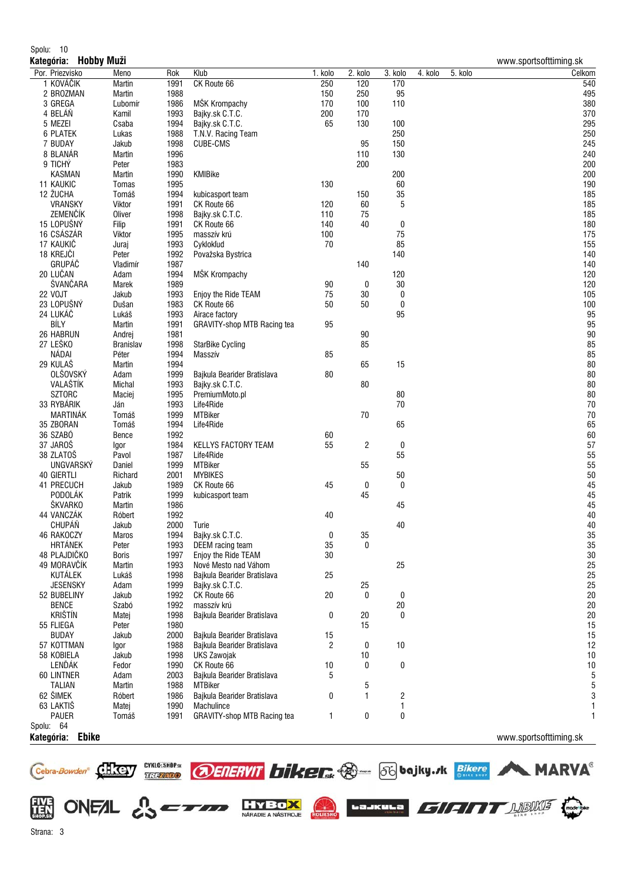Spolu: 10

**Kategória: Hobby Muži**

www.sportsofttiming.sk

| Por. | Priezvisko | Meno | Rok | Klub | 1. kolo | 2. kolo | 3. kolo | 4. kolo | 5. kolo | Celkom |
|---|---|---|---|---|---|---|---|---|---|---|
| 1 | KOVÁČIK | Martin | 1991 | CK Route 66 | 250 | 120 | 170 | | | 540 |
| 2 | BROZMAN | Martin | 1988 | | 150 | 250 | 95 | | | 495 |
| 3 | GREGA | Lubomír | 1986 | MŠK Krompachy | 170 | 100 | 110 | | | 380 |
| 4 | BELÁŇ | Kamil | 1993 | Bajky.sk C.T.C. | 200 | 170 | | | | 370 |
| 5 | MEZEI | Csaba | 1994 | Bajky.sk C.T.C. | 65 | 130 | 100 | | | 295 |
| 6 | PLATEK | Lukas | 1988 | T.N.V. Racing Team | | | 250 | | | 250 |
| 7 | BUDAY | Jakub | 1998 | CUBE-CMS | | 95 | 150 | | | 245 |
| 8 | BLANÁR | Martin | 1996 | | | 110 | 130 | | | 240 |
| 9 | TICHÝ | Peter | 1983 | | | 200 | | | | 200 |
| | KASMAN | Martin | 1990 | KMIBike | | | 200 | | | 200 |
| 11 | KAUKIC | Tomas | 1995 | | 130 | | 60 | | | 190 |
| 12 | ŽUCHA | Tomáš | 1994 | kubicasport team | | 150 | 35 | | | 185 |
| | VRANSKY | Viktor | 1991 | CK Route 66 | 120 | 60 | 5 | | | 185 |
| | ZEMENČÍK | Oliver | 1998 | Bajky.sk C.T.C. | 110 | 75 | | | | 185 |
| 15 | LOPUŠNÝ | Filip | 1991 | CK Route 66 | 140 | 40 | 0 | | | 180 |
| 16 | CSÁSZÁR | Viktor | 1995 | masszív krú | 100 | | 75 | | | 175 |
| 17 | KAUKIČ | Juraj | 1993 | Cykloklud | 70 | | 85 | | | 155 |
| 18 | KREJČI | Peter | 1992 | Považska Bystrica | | | 140 | | | 140 |
| | GRUPÁČ | Vladimír | 1987 | | | 140 | | | | 140 |
| 20 | LUČAN | Adam | 1994 | MŠK Krompachy | | | 120 | | | 120 |
| | ŠVANČARA | Marek | 1989 | | 90 | 0 | 30 | | | 120 |
| 22 | VOJT | Jakub | 1993 | Enjoy the Ride TEAM | 75 | 30 | 0 | | | 105 |
| 23 | LOPUŠNÝ | Dušan | 1983 | CK Route 66 | 50 | 50 | 0 | | | 100 |
| 24 | LUKÁČ | Lukáš | 1993 | Airace factory | | | 95 | | | 95 |
| | BÍLY | Martin | 1991 | GRAVITY-shop MTB Racing tea | 95 | | | | | 95 |
| 26 | HABRUN | Andrej | 1981 | | | 90 | | | | 90 |
| 27 | LEŠKO | Branislav | 1998 | StarBike Cycling | | 85 | | | | 85 |
| | NÁDAI | Péter | 1994 | Masszív | 85 | | | | | 85 |
| 29 | KULAŠ | Martin | 1994 | | | 65 | 15 | | | 80 |
| | OLŠOVSKÝ | Adam | 1999 | Bajkula Bearider Bratislava | 80 | | | | | 80 |
| | VALAŠTÍK | Michal | 1993 | Bajky.sk C.T.C. | | 80 | | | | 80 |
| | SZTORC | Maciej | 1995 | PremiumMoto.pl | | | 80 | | | 80 |
| 33 | RYBÁRIK | Ján | 1993 | Life4Ride | | | 70 | | | 70 |
| | MARTINÁK | Tomáš | 1999 | MTBiker | | 70 | | | | 70 |
| 35 | ZBORAN | Tomáš | 1994 | Life4Ride | | | 65 | | | 65 |
| 36 | SZABÓ | Bence | 1992 | | 60 | | | | | 60 |
| 37 | JAROŠ | Igor | 1984 | KELLYS FACTORY TEAM | 55 | 2 | 0 | | | 57 |
| 38 | ZLATOŠ | Pavol | 1987 | Life4Ride | | | 55 | | | 55 |
| | UNGVARSKÝ | Daniel | 1999 | MTBiker | | 55 | | | | 55 |
| 40 | GIERTLI | Richard | 2001 | MYBIKES | | | 50 | | | 50 |
| 41 | PRECUCH | Jakub | 1989 | CK Route 66 | 45 | 0 | 0 | | | 45 |
| | PODOLÁK | Patrik | 1999 | kubicasport team | | 45 | | | | 45 |
| | ŠKVARKO | Martin | 1986 | | | | 45 | | | 45 |
| 44 | VANCZÁK | Róbert | 1992 | | 40 | | | | | 40 |
| | CHUPÁŇ | Jakub | 2000 | Turie | | | 40 | | | 40 |
| 46 | RAKOCZY | Maros | 1994 | Bajky.sk C.T.C. | 0 | 35 | | | | 35 |
| | HRTÁNEK | Peter | 1993 | DEEM racing team | 35 | 0 | | | | 35 |
| 48 | PLAJDIČKO | Boris | 1997 | Enjoy the Ride TEAM | 30 | | | | | 30 |
| 49 | MORAVČÍK | Martin | 1993 | Nové Mesto nad Váhom | | | 25 | | | 25 |
| | KUTÁLEK | Lukáš | 1998 | Bajkula Bearider Bratislava | 25 | | | | | 25 |
| | JESENSKY | Adam | 1999 | Bajky.sk C.T.C. | | 25 | | | | 25 |
| 52 | BUBELINY | Jakub | 1992 | CK Route 66 | 20 | 0 | 0 | | | 20 |
| | BENCE | Szabó | 1992 | masszív krú | | | 20 | | | 20 |
| | KRIŠTÍN | Matej | 1998 | Bajkula Bearider Bratislava | 0 | 20 | 0 | | | 20 |
| 55 | FLIEGA | Peter | 1980 | | | 15 | | | | 15 |
| | BUDAY | Jakub | 2000 | Bajkula Bearider Bratislava | 15 | | | | | 15 |
| 57 | KOTTMAN | Igor | 1988 | Bajkula Bearider Bratislava | 2 | 0 | 10 | | | 12 |
| 58 | KOBIELA | Jakub | 1998 | UKS Zawojak | | 10 | | | | 10 |
| | LENĎÁK | Fedor | 1990 | CK Route 66 | 10 | 0 | 0 | | | 10 |
| 60 | LINTNER | Adam | 2003 | Bajkula Bearider Bratislava | 5 | | | | | 5 |
| | TALIAN | Martin | 1988 | MTBiker | | 5 | | | | 5 |
| 62 | ŠIMEK | Róbert | 1986 | Bajkula Bearider Bratislava | 0 | 1 | 2 | | | 3 |
| 63 | LAKTIŠ | Matej | 1990 | Machulince | | | 1 | | | 1 |
| | PAUER | Tomáš | 1991 | GRAVITY-shop MTB Racing tea | 1 | 0 | 0 | | | 1 |

Spolu: 64

**Kategória: Ebike**

www.sportsofttiming.sk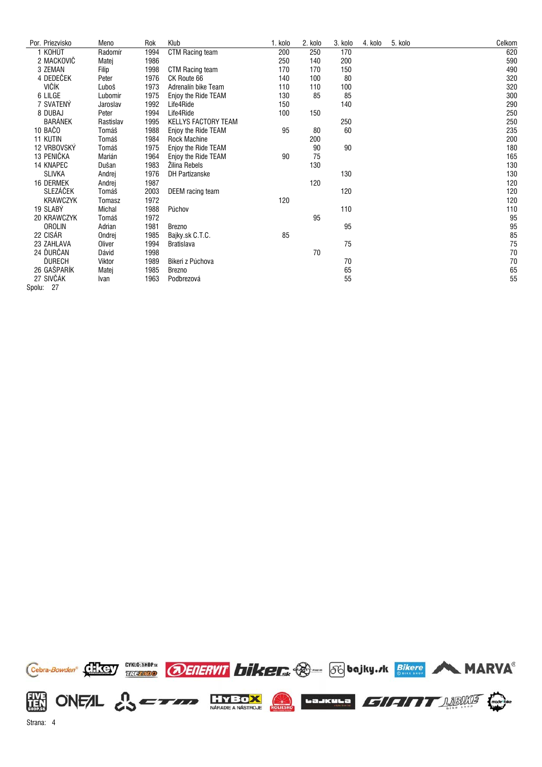| Por. | Priezvisko | Meno | Rok | Klub | 1. kolo | 2. kolo | 3. kolo | 4. kolo | 5. kolo | Celkom |
|---|---|---|---|---|---|---|---|---|---|---|
| 1 | KOHÚT | Radomír | 1994 | CTM Racing team | 200 | 250 | 170 | | | 620 |
| 2 | MACKOVIČ | Matej | 1986 | | 250 | 140 | 200 | | | 590 |
| 3 | ZEMAN | Filip | 1998 | CTM Racing team | 170 | 170 | 150 | | | 490 |
| 4 | DEDEČEK | Peter | 1976 | CK Route 66 | 140 | 100 | 80 | | | 320 |
| | VIČÍK | Luboš | 1973 | Adrenalín bike Team | 110 | 110 | 100 | | | 320 |
| 6 | LILGE | Lubomir | 1975 | Enjoy the Ride TEAM | 130 | 85 | 85 | | | 300 |
| 7 | SVATENÝ | Jaroslav | 1992 | Life4Ride | 150 | | 140 | | | 290 |
| 8 | DUBAJ | Peter | 1994 | Life4Ride | 100 | 150 | | | | 250 |
| | BARÁNEK | Rastislav | 1995 | KELLYS FACTORY TEAM | | | 250 | | | 250 |
| 10 | BAČO | Tomáš | 1988 | Enjoy the Ride TEAM | 95 | 80 | 60 | | | 235 |
| 11 | KUTIN | Tomáš | 1984 | Rock Machine | | 200 | | | | 200 |
| 12 | VRBOVSKÝ | Tomáš | 1975 | Enjoy the Ride TEAM | | 90 | 90 | | | 180 |
| 13 | PENIČKA | Marián | 1964 | Enjoy the Ride TEAM | 90 | 75 | | | | 165 |
| 14 | KNAPEC | Dušan | 1983 | Žilina Rebels | | 130 | | | | 130 |
| | SLIVKA | Andrej | 1976 | DH Partizanske | | | 130 | | | 130 |
| 16 | DERMEK | Andrej | 1987 | | | 120 | | | | 120 |
| | SLEZÁČEK | Tomáš | 2003 | DEEM racing team | | | 120 | | | 120 |
| | KRAWCZYK | Tomasz | 1972 | | 120 | | | | | 120 |
| 19 | SLABÝ | Michal | 1988 | Púchov | | | 110 | | | 110 |
| 20 | KRAWCZYK | Tomáš | 1972 | | | 95 | | | | 95 |
| | OROLIN | Adrian | 1981 | Brezno | | | 95 | | | 95 |
| 22 | CISÁR | Ondrej | 1985 | Bajky.sk C.T.C. | 85 | | | | | 85 |
| 23 | ZAHLAVA | Oliver | 1994 | Bratislava | | | 75 | | | 75 |
| 24 | ĎURČAN | Dávid | 1998 | | | 70 | | | | 70 |
| | ĎURECH | Viktor | 1989 | Bikeri z Púchova | | | 70 | | | 70 |
| 26 | GAŠPARÍK | Matej | 1985 | Brezno | | | 65 | | | 65 |
| 27 | SIVČÁK | Ivan | 1963 | Podbrezová | | | 55 | | | 55 |

Spolu: 27